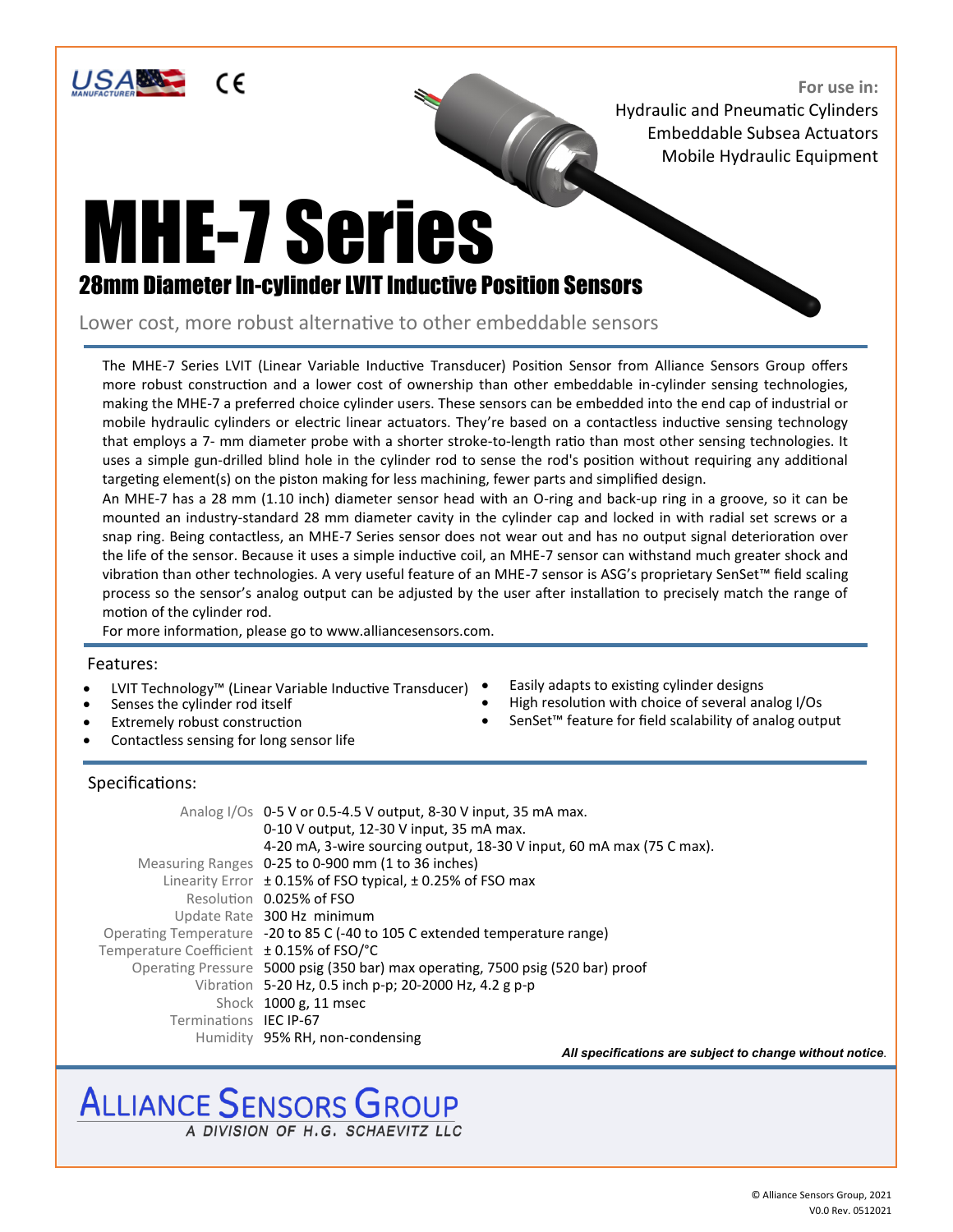USA MANUFACTURER CE

**For use in:**
Hydraulic and Pneumatic Cylinders
Embeddable Subsea Actuators
Mobile Hydraulic Equipment

# MHE-7 Series

## 28mm Diameter In-cylinder LVIT Inductive Position Sensors

Lower cost, more robust alternative to other embeddable sensors

The MHE-7 Series LVIT (Linear Variable Inductive Transducer) Position Sensor from Alliance Sensors Group offers more robust construction and a lower cost of ownership than other embeddable in-cylinder sensing technologies, making the MHE-7 a preferred choice cylinder users. These sensors can be embedded into the end cap of industrial or mobile hydraulic cylinders or electric linear actuators. They're based on a contactless inductive sensing technology that employs a 7- mm diameter probe with a shorter stroke-to-length ratio than most other sensing technologies. It uses a simple gun-drilled blind hole in the cylinder rod to sense the rod's position without requiring any additional targeting element(s) on the piston making for less machining, fewer parts and simplified design.

An MHE-7 has a 28 mm (1.10 inch) diameter sensor head with an O-ring and back-up ring in a groove, so it can be mounted an industry-standard 28 mm diameter cavity in the cylinder cap and locked in with radial set screws or a snap ring. Being contactless, an MHE-7 Series sensor does not wear out and has no output signal deterioration over the life of the sensor. Because it uses a simple inductive coil, an MHE-7 sensor can withstand much greater shock and vibration than other technologies. A very useful feature of an MHE-7 sensor is ASG's proprietary SenSet™ field scaling process so the sensor's analog output can be adjusted by the user after installation to precisely match the range of motion of the cylinder rod.

For more information, please go to www.alliancesensors.com.

### Features:

- LVIT Technology™ (Linear Variable Inductive Transducer)
- Senses the cylinder rod itself
- Extremely robust construction
- Contactless sensing for long sensor life
- Easily adapts to existing cylinder designs
- High resolution with choice of several analog I/Os
- SenSet™ feature for field scalability of analog output

### Specifications:

| | |
|---|---|
| Analog I/Os | 0-5 V or 0.5-4.5 V output, 8-30 V input, 35 mA max.<br>0-10 V output, 12-30 V input, 35 mA max.<br>4-20 mA, 3-wire sourcing output, 18-30 V input, 60 mA max (75 C max). |
| Measuring Ranges | 0-25 to 0-900 mm (1 to 36 inches) |
| Linearity Error | ± 0.15% of FSO typical, ± 0.25% of FSO max |
| Resolution | 0.025% of FSO |
| Update Rate | 300 Hz minimum |
| Operating Temperature | -20 to 85 C (-40 to 105 C extended temperature range) |
| Temperature Coefficient | ± 0.15% of FSO/°C |
| Operating Pressure | 5000 psig (350 bar) max operating, 7500 psig (520 bar) proof |
| Vibration | 5-20 Hz, 0.5 inch p-p; 20-2000 Hz, 4.2 g p-p |
| Shock | 1000 g, 11 msec |
| Terminations | IEC IP-67 |
| Humidity | 95% RH, non-condensing |

***All specifications are subject to change without notice.***

**ALLIANCE SENSORS GROUP**
A DIVISION OF H.G. SCHAEVITZ LLC

© Alliance Sensors Group, 2021
V0.0 Rev. 0512021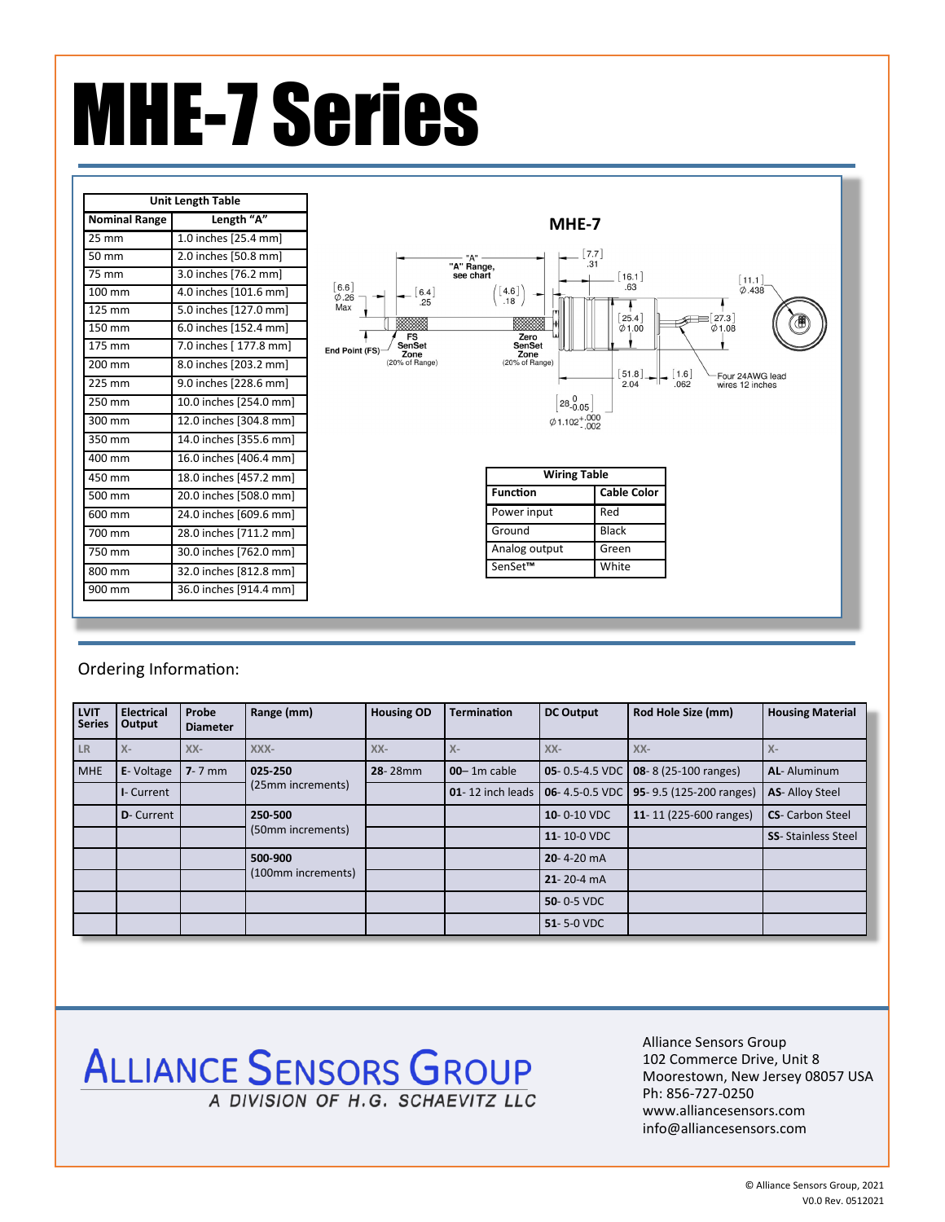# MHE-7 Series

| Unit Length Table | |
|---|---|
| **Nominal Range** | **Length "A"** |
| 25 mm | 1.0 inches [25.4 mm] |
| 50 mm | 2.0 inches [50.8 mm] |
| 75 mm | 3.0 inches [76.2 mm] |
| 100 mm | 4.0 inches [101.6 mm] |
| 125 mm | 5.0 inches [127.0 mm] |
| 150 mm | 6.0 inches [152.4 mm] |
| 175 mm | 7.0 inches [ 177.8 mm] |
| 200 mm | 8.0 inches [203.2 mm] |
| 225 mm | 9.0 inches [228.6 mm] |
| 250 mm | 10.0 inches [254.0 mm] |
| 300 mm | 12.0 inches [304.8 mm] |
| 350 mm | 14.0 inches [355.6 mm] |
| 400 mm | 16.0 inches [406.4 mm] |
| 450 mm | 18.0 inches [457.2 mm] |
| 500 mm | 20.0 inches [508.0 mm] |
| 600 mm | 24.0 inches [609.6 mm] |
| 700 mm | 28.0 inches [711.2 mm] |
| 750 mm | 30.0 inches [762.0 mm] |
| 800 mm | 32.0 inches [812.8 mm] |
| 900 mm | 36.0 inches [914.4 mm] |

**MHE-7**

"A"
"A" Range, see chart
[7.7] .31
[16.1] .63
[11.1] Ø.438
[6.6] Ø.26 Max
[6.4] .25
[4.6] .18
[25.4] Ø1.00
[27.3] Ø1.08
End Point (FS)
FS SenSet Zone (20% of Range)
Zero SenSet Zone (20% of Range)
[51.8] 2.04
[1.6] .062
Four 24AWG lead wires 12 inches
[28 $^{0}_{-0.05}$]
Ø1.102 $^{+.000}_{-.002}$

| Wiring Table | |
|---|---|
| **Function** | **Cable Color** |
| Power input | Red |
| Ground | Black |
| Analog output | Green |
| SenSet™ | White |

Ordering Information:

| LVIT Series | Electrical Output | Probe Diameter | Range (mm) | Housing OD | Termination | DC Output | Rod Hole Size (mm) | Housing Material |
|---|---|---|---|---|---|---|---|---|
| LR | X- | XX- | XXX- | XX- | X- | XX- | XX- | X- |
| MHE | **E**- Voltage | **7**- 7 mm | **025-250** (25mm increments) | **28**- 28mm | **00**– 1m cable | **05**- 0.5-4.5 VDC | **08**- 8 (25-100 ranges) | **AL**- Aluminum |
| | **I**- Current | | | | **01**- 12 inch leads | **06**- 4.5-0.5 VDC | **95**- 9.5 (125-200 ranges) | **AS**- Alloy Steel |
| | **D**- Current | | **250-500** (50mm increments) | | | **10**- 0-10 VDC | **11**- 11 (225-600 ranges) | **CS**- Carbon Steel |
| | | | | | | **11**- 10-0 VDC | | **SS**- Stainless Steel |
| | | | **500-900** (100mm increments) | | | **20**- 4-20 mA | | |
| | | | | | | **21**- 20-4 mA | | |
| | | | | | | **50**- 0-5 VDC | | |
| | | | | | | **51**- 5-0 VDC | | |

ALLIANCE SENSORS GROUP
A DIVISION OF H.G. SCHAEVITZ LLC

Alliance Sensors Group
102 Commerce Drive, Unit 8
Moorestown, New Jersey 08057 USA
Ph: 856-727-0250
www.alliancesensors.com
info@alliancesensors.com

© Alliance Sensors Group, 2021
V0.0 Rev. 0512021